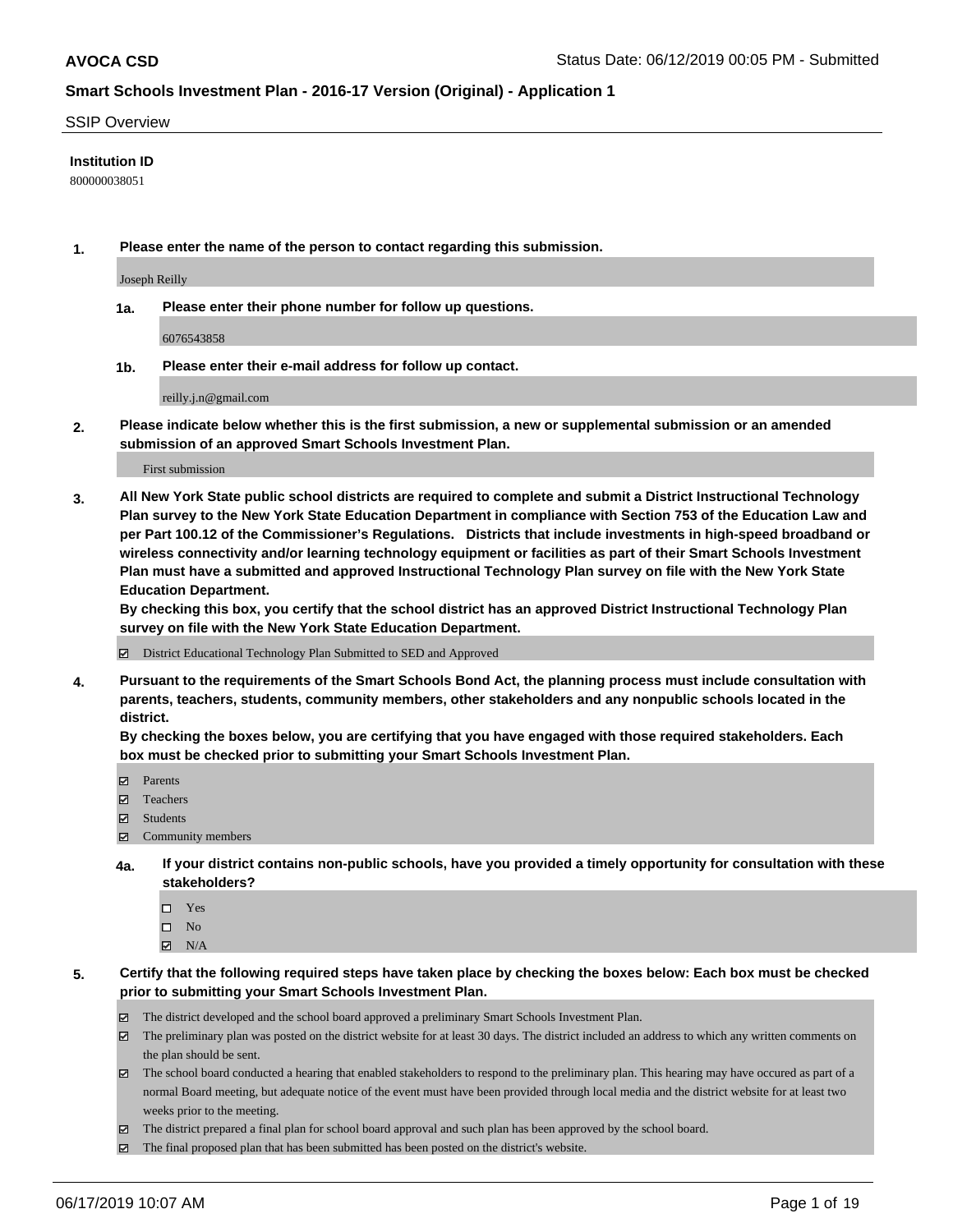**AVOCA CSD** Status Date: 06/12/2019 00:05 PM - Submitted

**Smart Schools Investment Plan - 2016-17 Version (Original) - Application 1**

SSIP Overview

**Institution ID**

800000038051

**1. Please enter the name of the person to contact regarding this submission.**

Joseph Reilly

**1a. Please enter their phone number for follow up questions.**

6076543858

**1b. Please enter their e-mail address for follow up contact.**

reilly.j.n@gmail.com

**2. Please indicate below whether this is the first submission, a new or supplemental submission or an amended submission of an approved Smart Schools Investment Plan.**

First submission

**3. All New York State public school districts are required to complete and submit a District Instructional Technology Plan survey to the New York State Education Department in compliance with Section 753 of the Education Law and per Part 100.12 of the Commissioner's Regulations. Districts that include investments in high-speed broadband or wireless connectivity and/or learning technology equipment or facilities as part of their Smart Schools Investment Plan must have a submitted and approved Instructional Technology Plan survey on file with the New York State Education Department.**
**By checking this box, you certify that the school district has an approved District Instructional Technology Plan survey on file with the New York State Education Department.**

☑ District Educational Technology Plan Submitted to SED and Approved

**4. Pursuant to the requirements of the Smart Schools Bond Act, the planning process must include consultation with parents, teachers, students, community members, other stakeholders and any nonpublic schools located in the district.**
**By checking the boxes below, you are certifying that you have engaged with those required stakeholders. Each box must be checked prior to submitting your Smart Schools Investment Plan.**

☑ Parents
☑ Teachers
☑ Students
☑ Community members

**4a. If your district contains non-public schools, have you provided a timely opportunity for consultation with these stakeholders?**

☐ Yes
☐ No
☑ N/A

**5. Certify that the following required steps have taken place by checking the boxes below: Each box must be checked prior to submitting your Smart Schools Investment Plan.**

☑ The district developed and the school board approved a preliminary Smart Schools Investment Plan.
☑ The preliminary plan was posted on the district website for at least 30 days. The district included an address to which any written comments on the plan should be sent.
☑ The school board conducted a hearing that enabled stakeholders to respond to the preliminary plan. This hearing may have occured as part of a normal Board meeting, but adequate notice of the event must have been provided through local media and the district website for at least two weeks prior to the meeting.
☑ The district prepared a final plan for school board approval and such plan has been approved by the school board.
☑ The final proposed plan that has been submitted has been posted on the district's website.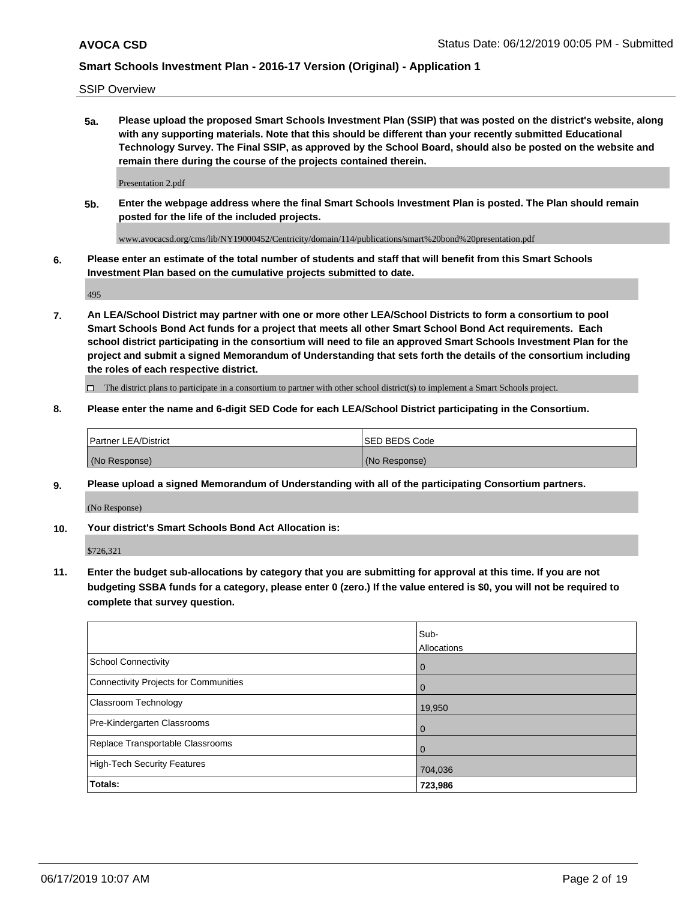SSIP Overview

**5a. Please upload the proposed Smart Schools Investment Plan (SSIP) that was posted on the district's website, along with any supporting materials. Note that this should be different than your recently submitted Educational Technology Survey. The Final SSIP, as approved by the School Board, should also be posted on the website and remain there during the course of the projects contained therein.**

Presentation 2.pdf

**5b. Enter the webpage address where the final Smart Schools Investment Plan is posted. The Plan should remain posted for the life of the included projects.**

www.avocacsd.org/cms/lib/NY19000452/Centricity/domain/114/publications/smart%20bond%20presentation.pdf

**6. Please enter an estimate of the total number of students and staff that will benefit from this Smart Schools Investment Plan based on the cumulative projects submitted to date.**

495

**7. An LEA/School District may partner with one or more other LEA/School Districts to form a consortium to pool Smart Schools Bond Act funds for a project that meets all other Smart School Bond Act requirements. Each school district participating in the consortium will need to file an approved Smart Schools Investment Plan for the project and submit a signed Memorandum of Understanding that sets forth the details of the consortium including the roles of each respective district.**

☐ The district plans to participate in a consortium to partner with other school district(s) to implement a Smart Schools project.

**8. Please enter the name and 6-digit SED Code for each LEA/School District participating in the Consortium.**

| Partner LEA/District | SED BEDS Code |
|---|---|
| (No Response) | (No Response) |

**9. Please upload a signed Memorandum of Understanding with all of the participating Consortium partners.**

(No Response)

**10. Your district's Smart Schools Bond Act Allocation is:**

$726,321

**11. Enter the budget sub-allocations by category that you are submitting for approval at this time. If you are not budgeting SSBA funds for a category, please enter 0 (zero.) If the value entered is $0, you will not be required to complete that survey question.**

| | Sub-Allocations |
|---|---|
| School Connectivity | 0 |
| Connectivity Projects for Communities | 0 |
| Classroom Technology | 19,950 |
| Pre-Kindergarten Classrooms | 0 |
| Replace Transportable Classrooms | 0 |
| High-Tech Security Features | 704,036 |
| **Totals:** | **723,986** |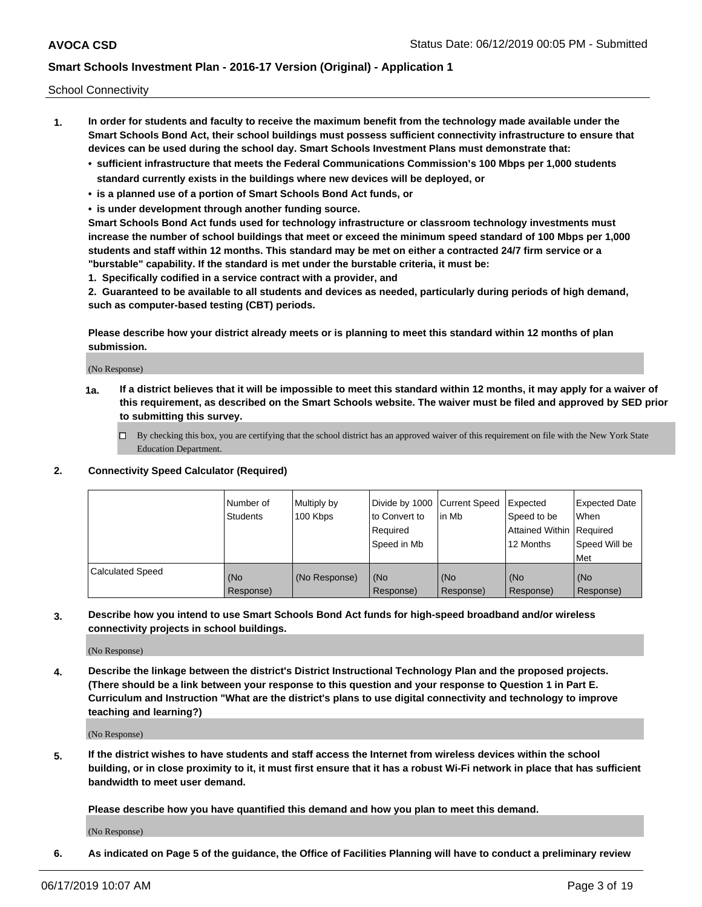School Connectivity

1. **In order for students and faculty to receive the maximum benefit from the technology made available under the Smart Schools Bond Act, their school buildings must possess sufficient connectivity infrastructure to ensure that devices can be used during the school day. Smart Schools Investment Plans must demonstrate that:**
   - **sufficient infrastructure that meets the Federal Communications Commission's 100 Mbps per 1,000 students standard currently exists in the buildings where new devices will be deployed, or**
   - **is a planned use of a portion of Smart Schools Bond Act funds, or**
   - **is under development through another funding source.**

   **Smart Schools Bond Act funds used for technology infrastructure or classroom technology investments must increase the number of school buildings that meet or exceed the minimum speed standard of 100 Mbps per 1,000 students and staff within 12 months. This standard may be met on either a contracted 24/7 firm service or a "burstable" capability. If the standard is met under the burstable criteria, it must be:**

   **1. Specifically codified in a service contract with a provider, and**

   **2. Guaranteed to be available to all students and devices as needed, particularly during periods of high demand, such as computer-based testing (CBT) periods.**

   **Please describe how your district already meets or is planning to meet this standard within 12 months of plan submission.**

   (No Response)

   **1a. If a district believes that it will be impossible to meet this standard within 12 months, it may apply for a waiver of this requirement, as described on the Smart Schools website. The waiver must be filed and approved by SED prior to submitting this survey.**

   ☐ By checking this box, you are certifying that the school district has an approved waiver of this requirement on file with the New York State Education Department.

2. **Connectivity Speed Calculator (Required)**

| | Number of Students | Multiply by 100 Kbps | Divide by 1000 to Convert to Required Speed in Mb | Current Speed in Mb | Expected Speed to be Attained Within 12 Months | Expected Date When Required Speed Will be Met |
|---|---|---|---|---|---|---|
| Calculated Speed | (No Response) | (No Response) | (No Response) | (No Response) | (No Response) | (No Response) |

3. **Describe how you intend to use Smart Schools Bond Act funds for high-speed broadband and/or wireless connectivity projects in school buildings.**

   (No Response)

4. **Describe the linkage between the district's District Instructional Technology Plan and the proposed projects. (There should be a link between your response to this question and your response to Question 1 in Part E. Curriculum and Instruction "What are the district's plans to use digital connectivity and technology to improve teaching and learning?)**

   (No Response)

5. **If the district wishes to have students and staff access the Internet from wireless devices within the school building, or in close proximity to it, it must first ensure that it has a robust Wi-Fi network in place that has sufficient bandwidth to meet user demand.**

   **Please describe how you have quantified this demand and how you plan to meet this demand.**

   (No Response)

6. **As indicated on Page 5 of the guidance, the Office of Facilities Planning will have to conduct a preliminary review**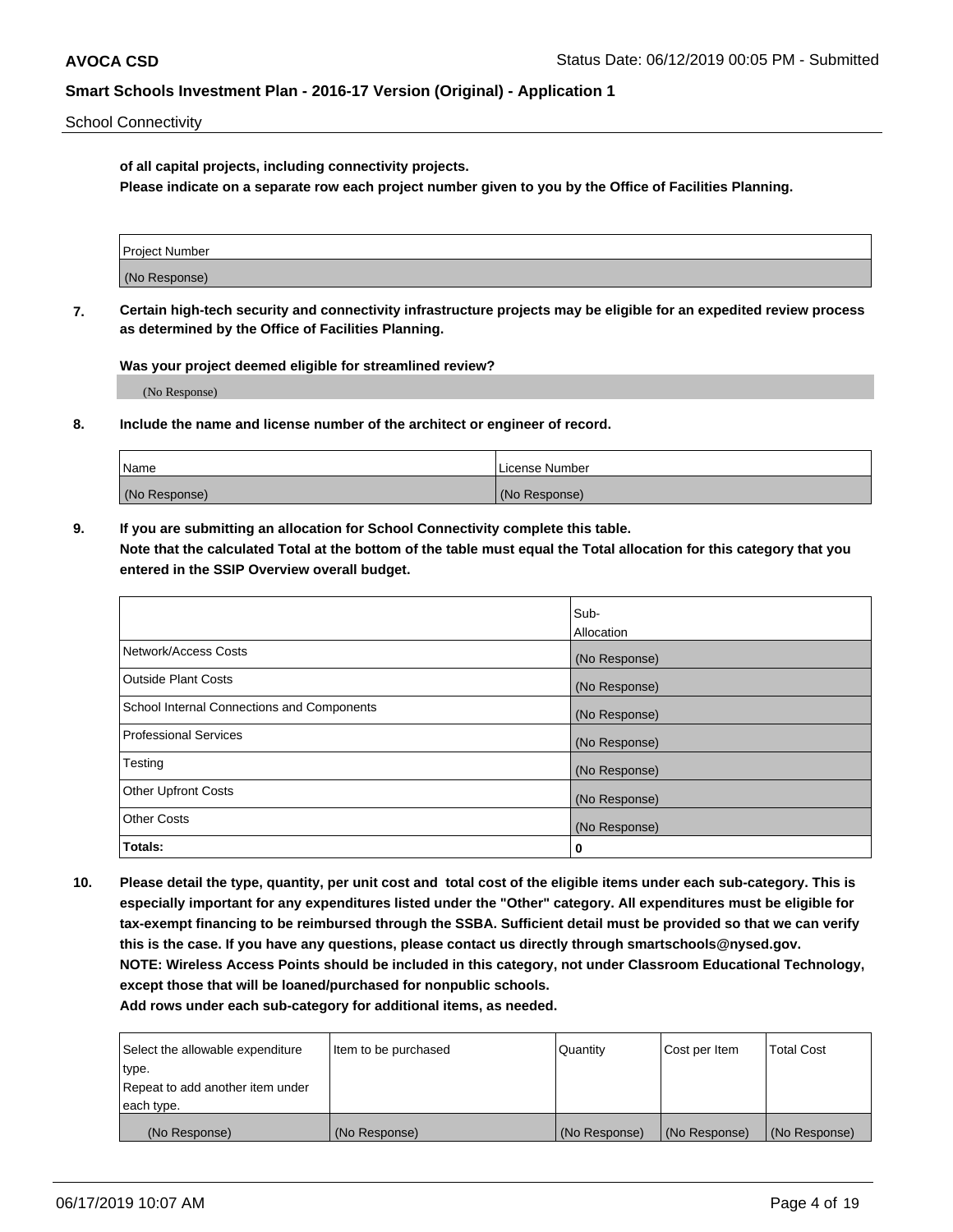**of all capital projects, including connectivity projects.**
**Please indicate on a separate row each project number given to you by the Office of Facilities Planning.**

| Project Number |
| --- |
| (No Response) |

**7. Certain high-tech security and connectivity infrastructure projects may be eligible for an expedited review process as determined by the Office of Facilities Planning.**

**Was your project deemed eligible for streamlined review?**

(No Response)

**8. Include the name and license number of the architect or engineer of record.**

| Name | License Number |
| --- | --- |
| (No Response) | (No Response) |

**9. If you are submitting an allocation for School Connectivity complete this table.**
**Note that the calculated Total at the bottom of the table must equal the Total allocation for this category that you entered in the SSIP Overview overall budget.**

| | Sub-Allocation |
| --- | --- |
| Network/Access Costs | (No Response) |
| Outside Plant Costs | (No Response) |
| School Internal Connections and Components | (No Response) |
| Professional Services | (No Response) |
| Testing | (No Response) |
| Other Upfront Costs | (No Response) |
| Other Costs | (No Response) |
| **Totals:** | **0** |

**10. Please detail the type, quantity, per unit cost and total cost of the eligible items under each sub-category. This is especially important for any expenditures listed under the "Other" category. All expenditures must be eligible for tax-exempt financing to be reimbursed through the SSBA. Sufficient detail must be provided so that we can verify this is the case. If you have any questions, please contact us directly through smartschools@nysed.gov.**
**NOTE: Wireless Access Points should be included in this category, not under Classroom Educational Technology, except those that will be loaned/purchased for nonpublic schools.**
**Add rows under each sub-category for additional items, as needed.**

| Select the allowable expenditure type. Repeat to add another item under each type. | Item to be purchased | Quantity | Cost per Item | Total Cost |
| --- | --- | --- | --- | --- |
| (No Response) | (No Response) | (No Response) | (No Response) | (No Response) |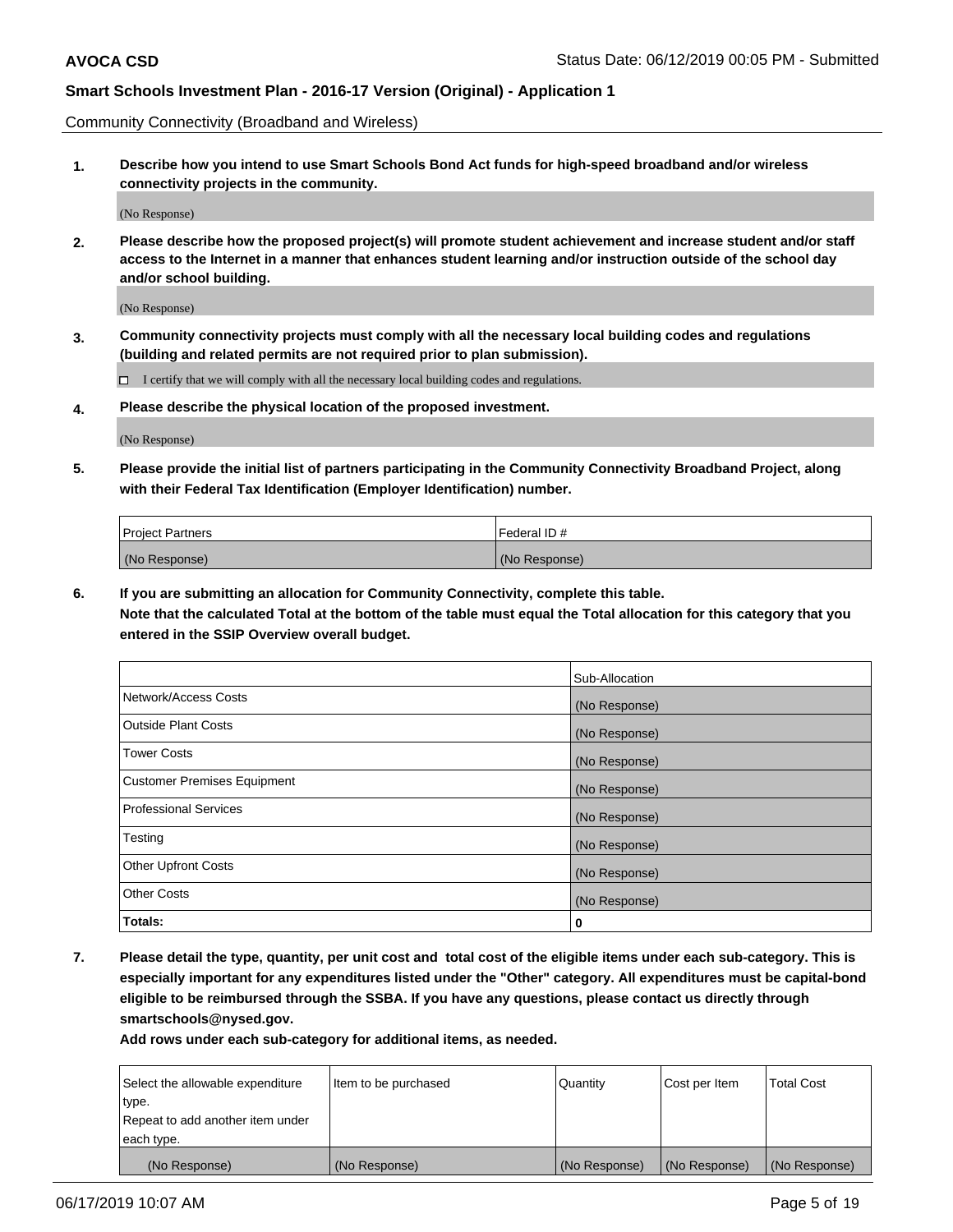Community Connectivity (Broadband and Wireless)

**1. Describe how you intend to use Smart Schools Bond Act funds for high-speed broadband and/or wireless connectivity projects in the community.**

(No Response)

**2. Please describe how the proposed project(s) will promote student achievement and increase student and/or staff access to the Internet in a manner that enhances student learning and/or instruction outside of the school day and/or school building.**

(No Response)

**3. Community connectivity projects must comply with all the necessary local building codes and regulations (building and related permits are not required prior to plan submission).**

☐ I certify that we will comply with all the necessary local building codes and regulations.

**4. Please describe the physical location of the proposed investment.**

(No Response)

**5. Please provide the initial list of partners participating in the Community Connectivity Broadband Project, along with their Federal Tax Identification (Employer Identification) number.**

| Project Partners | Federal ID # |
|---|---|
| (No Response) | (No Response) |

**6. If you are submitting an allocation for Community Connectivity, complete this table.**
**Note that the calculated Total at the bottom of the table must equal the Total allocation for this category that you entered in the SSIP Overview overall budget.**

| | Sub-Allocation |
|---|---|
| Network/Access Costs | (No Response) |
| Outside Plant Costs | (No Response) |
| Tower Costs | (No Response) |
| Customer Premises Equipment | (No Response) |
| Professional Services | (No Response) |
| Testing | (No Response) |
| Other Upfront Costs | (No Response) |
| Other Costs | (No Response) |
| **Totals:** | **0** |

**7. Please detail the type, quantity, per unit cost and total cost of the eligible items under each sub-category. This is especially important for any expenditures listed under the "Other" category. All expenditures must be capital-bond eligible to be reimbursed through the SSBA. If you have any questions, please contact us directly through smartschools@nysed.gov.**

**Add rows under each sub-category for additional items, as needed.**

| Select the allowable expenditure type. Repeat to add another item under each type. | Item to be purchased | Quantity | Cost per Item | Total Cost |
|---|---|---|---|---|
| (No Response) | (No Response) | (No Response) | (No Response) | (No Response) |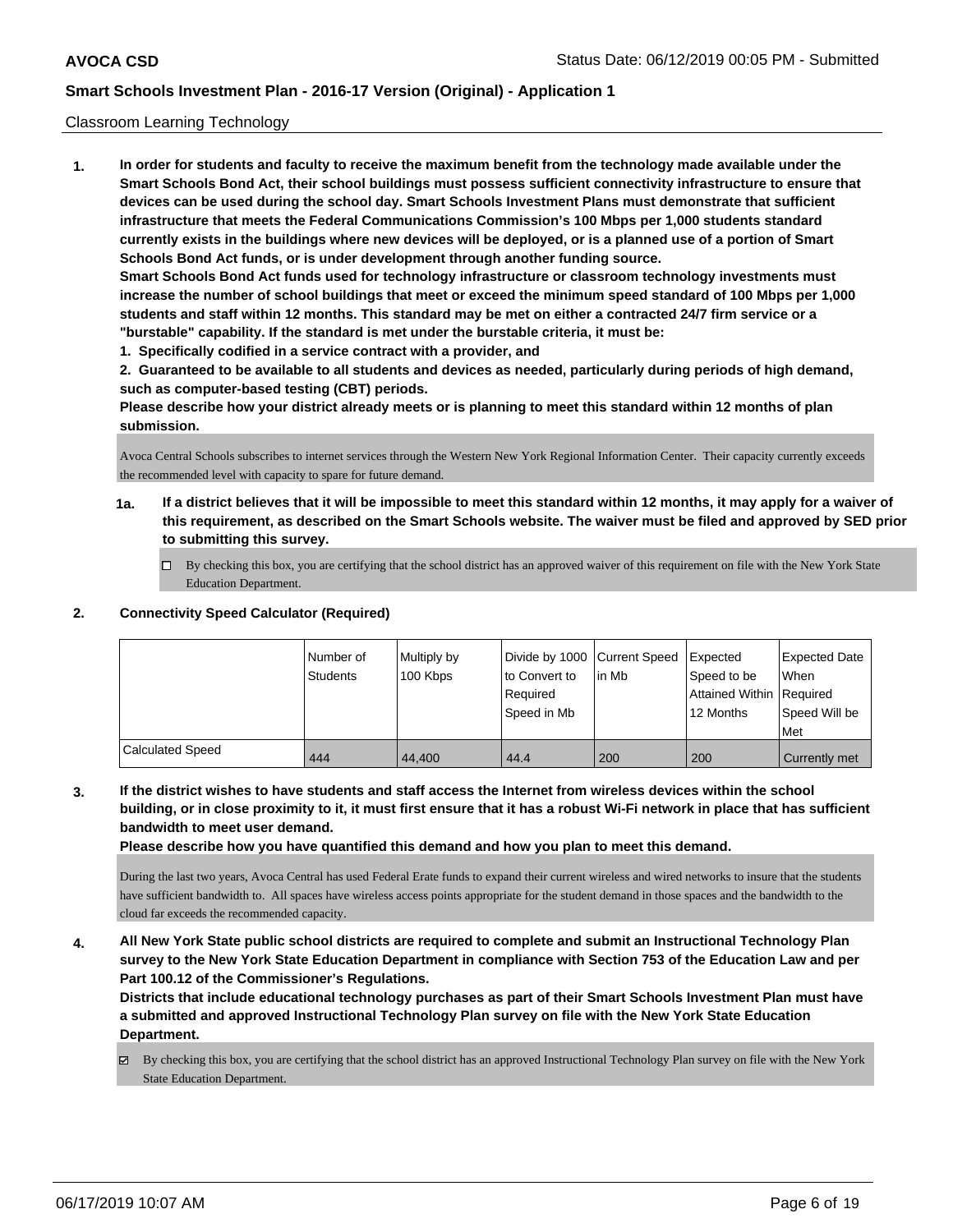Classroom Learning Technology

**1. In order for students and faculty to receive the maximum benefit from the technology made available under the Smart Schools Bond Act, their school buildings must possess sufficient connectivity infrastructure to ensure that devices can be used during the school day. Smart Schools Investment Plans must demonstrate that sufficient infrastructure that meets the Federal Communications Commission's 100 Mbps per 1,000 students standard currently exists in the buildings where new devices will be deployed, or is a planned use of a portion of Smart Schools Bond Act funds, or is under development through another funding source.**

**Smart Schools Bond Act funds used for technology infrastructure or classroom technology investments must increase the number of school buildings that meet or exceed the minimum speed standard of 100 Mbps per 1,000 students and staff within 12 months. This standard may be met on either a contracted 24/7 firm service or a "burstable" capability. If the standard is met under the burstable criteria, it must be:**

**1. Specifically codified in a service contract with a provider, and**

**2. Guaranteed to be available to all students and devices as needed, particularly during periods of high demand, such as computer-based testing (CBT) periods.**

**Please describe how your district already meets or is planning to meet this standard within 12 months of plan submission.**

Avoca Central Schools subscribes to internet services through the Western New York Regional Information Center. Their capacity currently exceeds the recommended level with capacity to spare for future demand.

**1a. If a district believes that it will be impossible to meet this standard within 12 months, it may apply for a waiver of this requirement, as described on the Smart Schools website. The waiver must be filed and approved by SED prior to submitting this survey.**

☐ By checking this box, you are certifying that the school district has an approved waiver of this requirement on file with the New York State Education Department.

**2. Connectivity Speed Calculator (Required)**

| | Number of Students | Multiply by 100 Kbps | Divide by 1000 to Convert to Required Speed in Mb | Current Speed in Mb | Expected Speed to be Attained Within 12 Months | Expected Date When Required Speed Will be Met |
|---|---|---|---|---|---|---|
| Calculated Speed | 444 | 44,400 | 44.4 | 200 | 200 | Currently met |

**3. If the district wishes to have students and staff access the Internet from wireless devices within the school building, or in close proximity to it, it must first ensure that it has a robust Wi-Fi network in place that has sufficient bandwidth to meet user demand.**

**Please describe how you have quantified this demand and how you plan to meet this demand.**

During the last two years, Avoca Central has used Federal Erate funds to expand their current wireless and wired networks to insure that the students have sufficient bandwidth to. All spaces have wireless access points appropriate for the student demand in those spaces and the bandwidth to the cloud far exceeds the recommended capacity.

**4. All New York State public school districts are required to complete and submit an Instructional Technology Plan survey to the New York State Education Department in compliance with Section 753 of the Education Law and per Part 100.12 of the Commissioner's Regulations.**

**Districts that include educational technology purchases as part of their Smart Schools Investment Plan must have a submitted and approved Instructional Technology Plan survey on file with the New York State Education Department.**

☑ By checking this box, you are certifying that the school district has an approved Instructional Technology Plan survey on file with the New York State Education Department.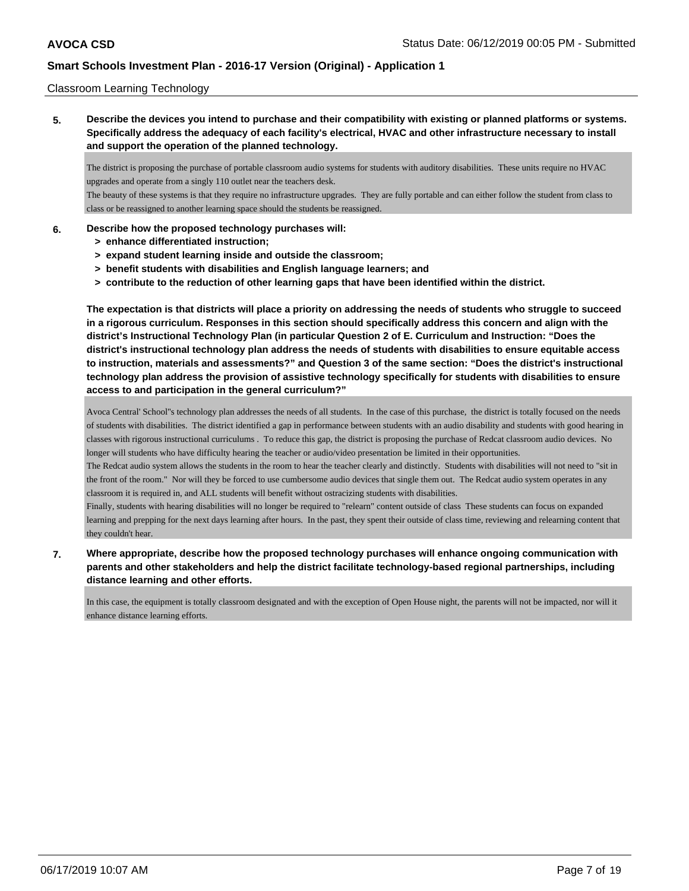Classroom Learning Technology

**5. Describe the devices you intend to purchase and their compatibility with existing or planned platforms or systems. Specifically address the adequacy of each facility's electrical, HVAC and other infrastructure necessary to install and support the operation of the planned technology.**

The district is proposing the purchase of portable classroom audio systems for students with auditory disabilities. These units require no HVAC upgrades and operate from a singly 110 outlet near the teachers desk.
The beauty of these systems is that they require no infrastructure upgrades. They are fully portable and can either follow the student from class to class or be reassigned to another learning space should the students be reassigned.

**6. Describe how the proposed technology purchases will:**
- **> enhance differentiated instruction;**
- **> expand student learning inside and outside the classroom;**
- **> benefit students with disabilities and English language learners; and**
- **> contribute to the reduction of other learning gaps that have been identified within the district.**

**The expectation is that districts will place a priority on addressing the needs of students who struggle to succeed in a rigorous curriculum. Responses in this section should specifically address this concern and align with the district's Instructional Technology Plan (in particular Question 2 of E. Curriculum and Instruction: "Does the district's instructional technology plan address the needs of students with disabilities to ensure equitable access to instruction, materials and assessments?" and Question 3 of the same section: "Does the district's instructional technology plan address the provision of assistive technology specifically for students with disabilities to ensure access to and participation in the general curriculum?"**

Avoca Central' School"s technology plan addresses the needs of all students. In the case of this purchase, the district is totally focused on the needs of students with disabilities. The district identified a gap in performance between students with an audio disability and students with good hearing in classes with rigorous instructional curriculums . To reduce this gap, the district is proposing the purchase of Redcat classroom audio devices. No longer will students who have difficulty hearing the teacher or audio/video presentation be limited in their opportunities.
The Redcat audio system allows the students in the room to hear the teacher clearly and distinctly. Students with disabilities will not need to "sit in the front of the room." Nor will they be forced to use cumbersome audio devices that single them out. The Redcat audio system operates in any classroom it is required in, and ALL students will benefit without ostracizing students with disabilities.
Finally, students with hearing disabilities will no longer be required to "relearn" content outside of class These students can focus on expanded learning and prepping for the next days learning after hours. In the past, they spent their outside of class time, reviewing and relearning content that they couldn't hear.

**7. Where appropriate, describe how the proposed technology purchases will enhance ongoing communication with parents and other stakeholders and help the district facilitate technology-based regional partnerships, including distance learning and other efforts.**

In this case, the equipment is totally classroom designated and with the exception of Open House night, the parents will not be impacted, nor will it enhance distance learning efforts.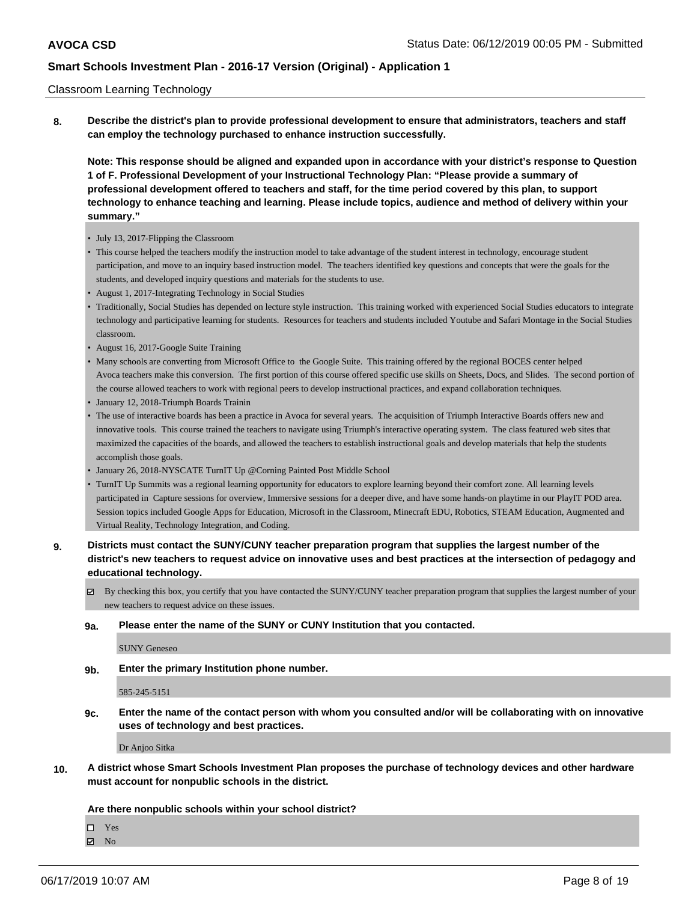Classroom Learning Technology

**8. Describe the district's plan to provide professional development to ensure that administrators, teachers and staff can employ the technology purchased to enhance instruction successfully.**

**Note: This response should be aligned and expanded upon in accordance with your district's response to Question 1 of F. Professional Development of your Instructional Technology Plan: "Please provide a summary of professional development offered to teachers and staff, for the time period covered by this plan, to support technology to enhance teaching and learning. Please include topics, audience and method of delivery within your summary."**

- July 13, 2017-Flipping the Classroom
- This course helped the teachers modify the instruction model to take advantage of the student interest in technology, encourage student participation, and move to an inquiry based instruction model. The teachers identified key questions and concepts that were the goals for the students, and developed inquiry questions and materials for the students to use.
- August 1, 2017-Integrating Technology in Social Studies
- Traditionally, Social Studies has depended on lecture style instruction. This training worked with experienced Social Studies educators to integrate technology and participative learning for students. Resources for teachers and students included Youtube and Safari Montage in the Social Studies classroom.
- August 16, 2017-Google Suite Training
- Many schools are converting from Microsoft Office to the Google Suite. This training offered by the regional BOCES center helped Avoca teachers make this conversion. The first portion of this course offered specific use skills on Sheets, Docs, and Slides. The second portion of the course allowed teachers to work with regional peers to develop instructional practices, and expand collaboration techniques.
- January 12, 2018-Triumph Boards Trainin
- The use of interactive boards has been a practice in Avoca for several years. The acquisition of Triumph Interactive Boards offers new and innovative tools. This course trained the teachers to navigate using Triumph's interactive operating system. The class featured web sites that maximized the capacities of the boards, and allowed the teachers to establish instructional goals and develop materials that help the students accomplish those goals.
- January 26, 2018-NYSCATE TurnIT Up @Corning Painted Post Middle School
- TurnIT Up Summits was a regional learning opportunity for educators to explore learning beyond their comfort zone. All learning levels participated in Capture sessions for overview, Immersive sessions for a deeper dive, and have some hands-on playtime in our PlayIT POD area. Session topics included Google Apps for Education, Microsoft in the Classroom, Minecraft EDU, Robotics, STEAM Education, Augmented and Virtual Reality, Technology Integration, and Coding.

**9. Districts must contact the SUNY/CUNY teacher preparation program that supplies the largest number of the district's new teachers to request advice on innovative uses and best practices at the intersection of pedagogy and educational technology.**

☑ By checking this box, you certify that you have contacted the SUNY/CUNY teacher preparation program that supplies the largest number of your new teachers to request advice on these issues.

**9a. Please enter the name of the SUNY or CUNY Institution that you contacted.**

SUNY Geneseo

**9b. Enter the primary Institution phone number.**

585-245-5151

**9c. Enter the name of the contact person with whom you consulted and/or will be collaborating with on innovative uses of technology and best practices.**

Dr Anjoo Sitka

**10. A district whose Smart Schools Investment Plan proposes the purchase of technology devices and other hardware must account for nonpublic schools in the district.**

**Are there nonpublic schools within your school district?**

☐ Yes
☑ No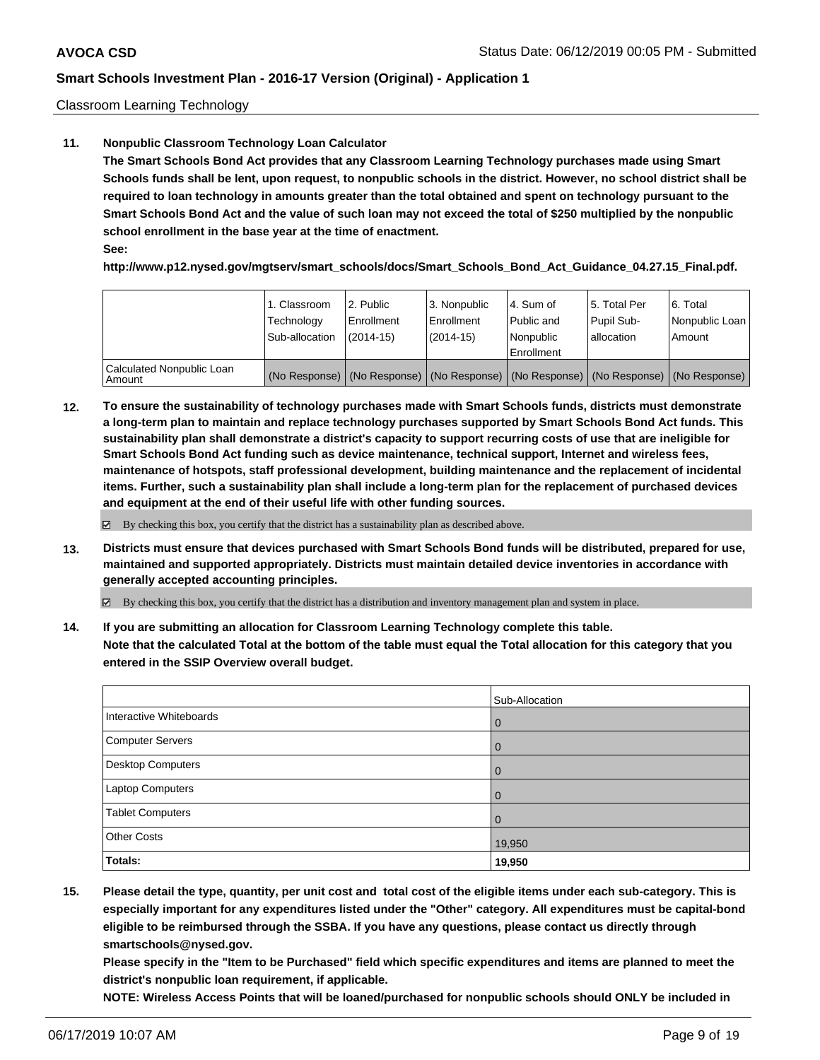Classroom Learning Technology

**11. Nonpublic Classroom Technology Loan Calculator**

**The Smart Schools Bond Act provides that any Classroom Learning Technology purchases made using Smart Schools funds shall be lent, upon request, to nonpublic schools in the district. However, no school district shall be required to loan technology in amounts greater than the total obtained and spent on technology pursuant to the Smart Schools Bond Act and the value of such loan may not exceed the total of $250 multiplied by the nonpublic school enrollment in the base year at the time of enactment.**

**See:**

**http://www.p12.nysed.gov/mgtserv/smart_schools/docs/Smart_Schools_Bond_Act_Guidance_04.27.15_Final.pdf.**

| | 1. Classroom Technology Sub-allocation | 2. Public Enrollment (2014-15) | 3. Nonpublic Enrollment (2014-15) | 4. Sum of Public and Nonpublic Enrollment | 5. Total Per Pupil Sub-allocation | 6. Total Nonpublic Loan Amount |
|---|---|---|---|---|---|---|
| Calculated Nonpublic Loan Amount | (No Response) | (No Response) | (No Response) | (No Response) | (No Response) | (No Response) |

**12. To ensure the sustainability of technology purchases made with Smart Schools funds, districts must demonstrate a long-term plan to maintain and replace technology purchases supported by Smart Schools Bond Act funds. This sustainability plan shall demonstrate a district's capacity to support recurring costs of use that are ineligible for Smart Schools Bond Act funding such as device maintenance, technical support, Internet and wireless fees, maintenance of hotspots, staff professional development, building maintenance and the replacement of incidental items. Further, such a sustainability plan shall include a long-term plan for the replacement of purchased devices and equipment at the end of their useful life with other funding sources.**

☑ By checking this box, you certify that the district has a sustainability plan as described above.

**13. Districts must ensure that devices purchased with Smart Schools Bond funds will be distributed, prepared for use, maintained and supported appropriately. Districts must maintain detailed device inventories in accordance with generally accepted accounting principles.**

☑ By checking this box, you certify that the district has a distribution and inventory management plan and system in place.

**14. If you are submitting an allocation for Classroom Learning Technology complete this table. Note that the calculated Total at the bottom of the table must equal the Total allocation for this category that you entered in the SSIP Overview overall budget.**

| | Sub-Allocation |
|---|---|
| Interactive Whiteboards | 0 |
| Computer Servers | 0 |
| Desktop Computers | 0 |
| Laptop Computers | 0 |
| Tablet Computers | 0 |
| Other Costs | 19,950 |
| **Totals:** | **19,950** |

**15. Please detail the type, quantity, per unit cost and total cost of the eligible items under each sub-category. This is especially important for any expenditures listed under the "Other" category. All expenditures must be capital-bond eligible to be reimbursed through the SSBA. If you have any questions, please contact us directly through smartschools@nysed.gov.**

**Please specify in the "Item to be Purchased" field which specific expenditures and items are planned to meet the district's nonpublic loan requirement, if applicable.**

**NOTE: Wireless Access Points that will be loaned/purchased for nonpublic schools should ONLY be included in**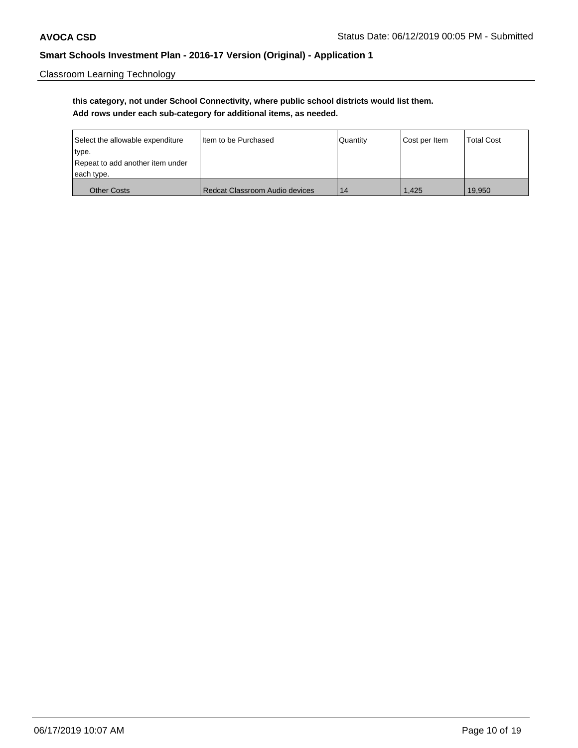Classroom Learning Technology

**this category, not under School Connectivity, where public school districts would list them.**
**Add rows under each sub-category for additional items, as needed.**

| Select the allowable expenditure type. Repeat to add another item under each type. | Item to be Purchased | Quantity | Cost per Item | Total Cost |
|---|---|---|---|---|
| Other Costs | Redcat Classroom Audio devices | 14 | 1,425 | 19,950 |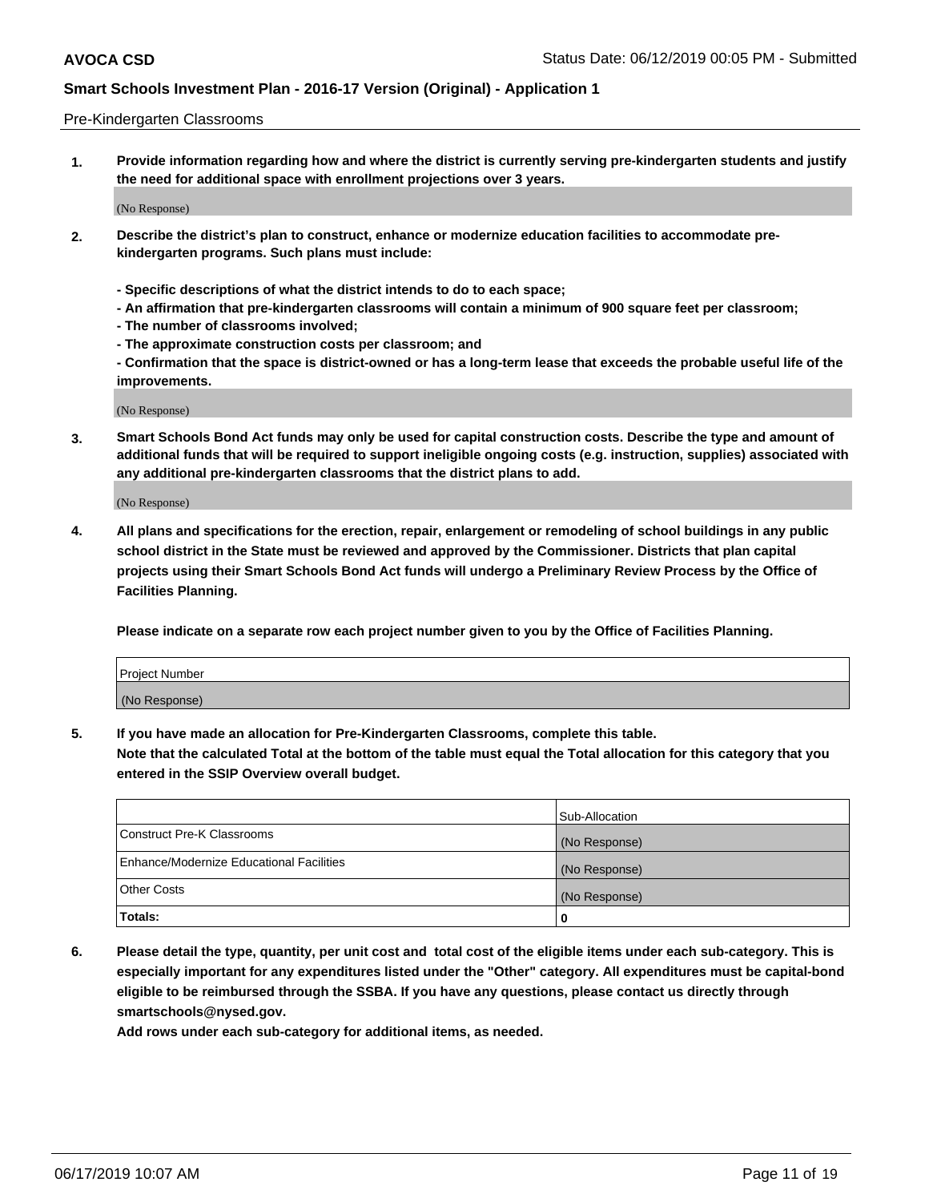Pre-Kindergarten Classrooms

1. **Provide information regarding how and where the district is currently serving pre-kindergarten students and justify the need for additional space with enrollment projections over 3 years.**

(No Response)

2. **Describe the district's plan to construct, enhance or modernize education facilities to accommodate pre-kindergarten programs. Such plans must include:**

   **- Specific descriptions of what the district intends to do to each space;**
   **- An affirmation that pre-kindergarten classrooms will contain a minimum of 900 square feet per classroom;**
   **- The number of classrooms involved;**
   **- The approximate construction costs per classroom; and**
   **- Confirmation that the space is district-owned or has a long-term lease that exceeds the probable useful life of the improvements.**

(No Response)

3. **Smart Schools Bond Act funds may only be used for capital construction costs. Describe the type and amount of additional funds that will be required to support ineligible ongoing costs (e.g. instruction, supplies) associated with any additional pre-kindergarten classrooms that the district plans to add.**

(No Response)

4. **All plans and specifications for the erection, repair, enlargement or remodeling of school buildings in any public school district in the State must be reviewed and approved by the Commissioner. Districts that plan capital projects using their Smart Schools Bond Act funds will undergo a Preliminary Review Process by the Office of Facilities Planning.**

   **Please indicate on a separate row each project number given to you by the Office of Facilities Planning.**

| Project Number |
| --- |
| (No Response) |

5. **If you have made an allocation for Pre-Kindergarten Classrooms, complete this table.**
   **Note that the calculated Total at the bottom of the table must equal the Total allocation for this category that you entered in the SSIP Overview overall budget.**

| | Sub-Allocation |
| --- | --- |
| Construct Pre-K Classrooms | (No Response) |
| Enhance/Modernize Educational Facilities | (No Response) |
| Other Costs | (No Response) |
| **Totals:** | **0** |

6. **Please detail the type, quantity, per unit cost and total cost of the eligible items under each sub-category. This is especially important for any expenditures listed under the "Other" category. All expenditures must be capital-bond eligible to be reimbursed through the SSBA. If you have any questions, please contact us directly through smartschools@nysed.gov.**
   **Add rows under each sub-category for additional items, as needed.**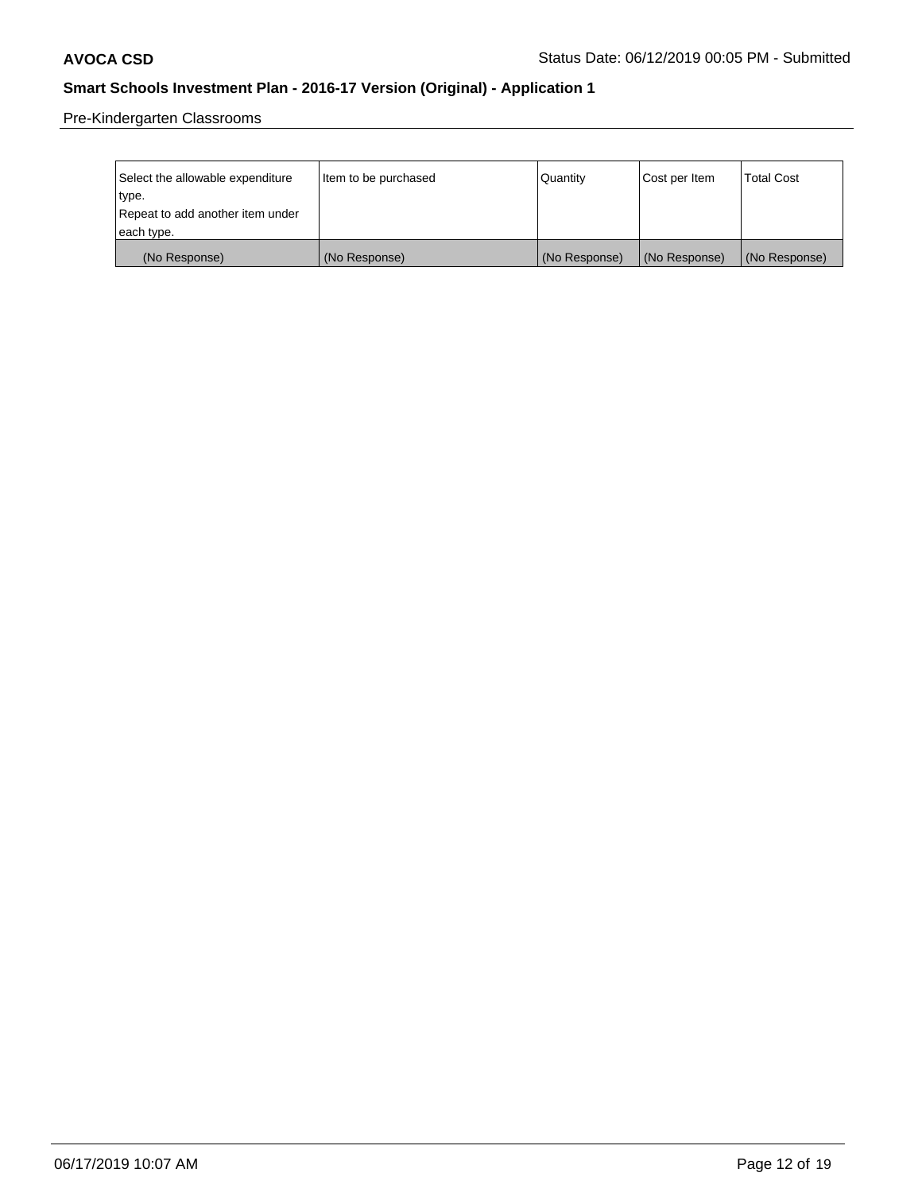Pre-Kindergarten Classrooms

| Select the allowable expenditure type. Repeat to add another item under each type. | Item to be purchased | Quantity | Cost per Item | Total Cost |
|---|---|---|---|---|
| (No Response) | (No Response) | (No Response) | (No Response) | (No Response) |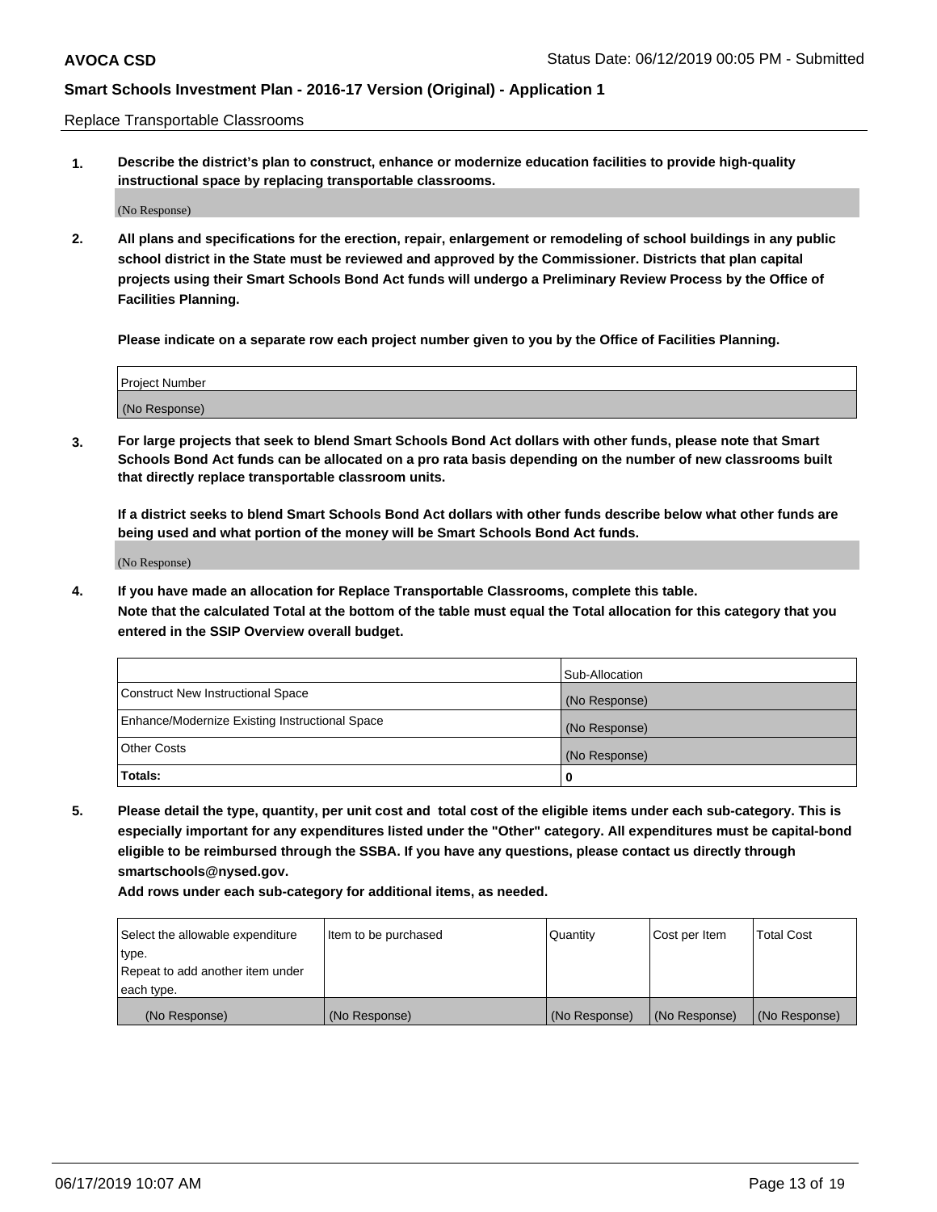Replace Transportable Classrooms

1. **Describe the district's plan to construct, enhance or modernize education facilities to provide high-quality instructional space by replacing transportable classrooms.**

(No Response)

2. **All plans and specifications for the erection, repair, enlargement or remodeling of school buildings in any public school district in the State must be reviewed and approved by the Commissioner. Districts that plan capital projects using their Smart Schools Bond Act funds will undergo a Preliminary Review Process by the Office of Facilities Planning.**

**Please indicate on a separate row each project number given to you by the Office of Facilities Planning.**

| Project Number |
|---|
| (No Response) |

3. **For large projects that seek to blend Smart Schools Bond Act dollars with other funds, please note that Smart Schools Bond Act funds can be allocated on a pro rata basis depending on the number of new classrooms built that directly replace transportable classroom units.**

**If a district seeks to blend Smart Schools Bond Act dollars with other funds describe below what other funds are being used and what portion of the money will be Smart Schools Bond Act funds.**

(No Response)

4. **If you have made an allocation for Replace Transportable Classrooms, complete this table. Note that the calculated Total at the bottom of the table must equal the Total allocation for this category that you entered in the SSIP Overview overall budget.**

| | Sub-Allocation |
|---|---|
| Construct New Instructional Space | (No Response) |
| Enhance/Modernize Existing Instructional Space | (No Response) |
| Other Costs | (No Response) |
| **Totals:** | **0** |

5. **Please detail the type, quantity, per unit cost and total cost of the eligible items under each sub-category. This is especially important for any expenditures listed under the "Other" category. All expenditures must be capital-bond eligible to be reimbursed through the SSBA. If you have any questions, please contact us directly through smartschools@nysed.gov.**

**Add rows under each sub-category for additional items, as needed.**

| Select the allowable expenditure type. Repeat to add another item under each type. | Item to be purchased | Quantity | Cost per Item | Total Cost |
|---|---|---|---|---|
| (No Response) | (No Response) | (No Response) | (No Response) | (No Response) |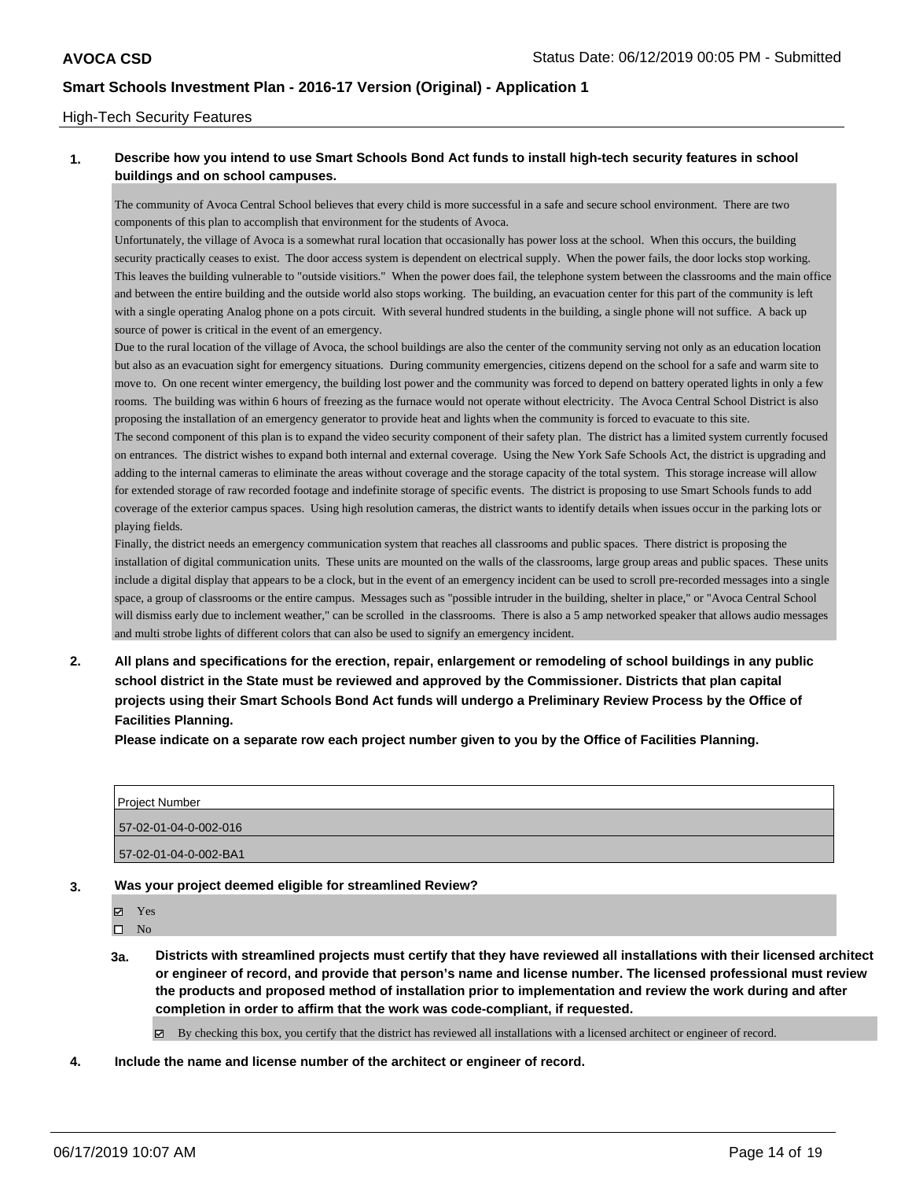High-Tech Security Features

**1. Describe how you intend to use Smart Schools Bond Act funds to install high-tech security features in school buildings and on school campuses.**

The community of Avoca Central School believes that every child is more successful in a safe and secure school environment. There are two components of this plan to accomplish that environment for the students of Avoca.

Unfortunately, the village of Avoca is a somewhat rural location that occasionally has power loss at the school. When this occurs, the building security practically ceases to exist. The door access system is dependent on electrical supply. When the power fails, the door locks stop working. This leaves the building vulnerable to "outside visitiors." When the power does fail, the telephone system between the classrooms and the main office and between the entire building and the outside world also stops working. The building, an evacuation center for this part of the community is left with a single operating Analog phone on a pots circuit. With several hundred students in the building, a single phone will not suffice. A back up source of power is critical in the event of an emergency.

Due to the rural location of the village of Avoca, the school buildings are also the center of the community serving not only as an education location but also as an evacuation sight for emergency situations. During community emergencies, citizens depend on the school for a safe and warm site to move to. On one recent winter emergency, the building lost power and the community was forced to depend on battery operated lights in only a few rooms. The building was within 6 hours of freezing as the furnace would not operate without electricity. The Avoca Central School District is also proposing the installation of an emergency generator to provide heat and lights when the community is forced to evacuate to this site.

The second component of this plan is to expand the video security component of their safety plan. The district has a limited system currently focused on entrances. The district wishes to expand both internal and external coverage. Using the New York Safe Schools Act, the district is upgrading and adding to the internal cameras to eliminate the areas without coverage and the storage capacity of the total system. This storage increase will allow for extended storage of raw recorded footage and indefinite storage of specific events. The district is proposing to use Smart Schools funds to add coverage of the exterior campus spaces. Using high resolution cameras, the district wants to identify details when issues occur in the parking lots or playing fields.

Finally, the district needs an emergency communication system that reaches all classrooms and public spaces. There district is proposing the installation of digital communication units. These units are mounted on the walls of the classrooms, large group areas and public spaces. These units include a digital display that appears to be a clock, but in the event of an emergency incident can be used to scroll pre-recorded messages into a single space, a group of classrooms or the entire campus. Messages such as "possible intruder in the building, shelter in place," or "Avoca Central School will dismiss early due to inclement weather," can be scrolled in the classrooms. There is also a 5 amp networked speaker that allows audio messages and multi strobe lights of different colors that can also be used to signify an emergency incident.

**2. All plans and specifications for the erection, repair, enlargement or remodeling of school buildings in any public school district in the State must be reviewed and approved by the Commissioner. Districts that plan capital projects using their Smart Schools Bond Act funds will undergo a Preliminary Review Process by the Office of Facilities Planning.**

**Please indicate on a separate row each project number given to you by the Office of Facilities Planning.**

| Project Number |
|---|
| 57-02-01-04-0-002-016 |
| 57-02-01-04-0-002-BA1 |

**3. Was your project deemed eligible for streamlined Review?**

☑ Yes
☐ No

**3a. Districts with streamlined projects must certify that they have reviewed all installations with their licensed architect or engineer of record, and provide that person's name and license number. The licensed professional must review the products and proposed method of installation prior to implementation and review the work during and after completion in order to affirm that the work was code-compliant, if requested.**

☑ By checking this box, you certify that the district has reviewed all installations with a licensed architect or engineer of record.

**4. Include the name and license number of the architect or engineer of record.**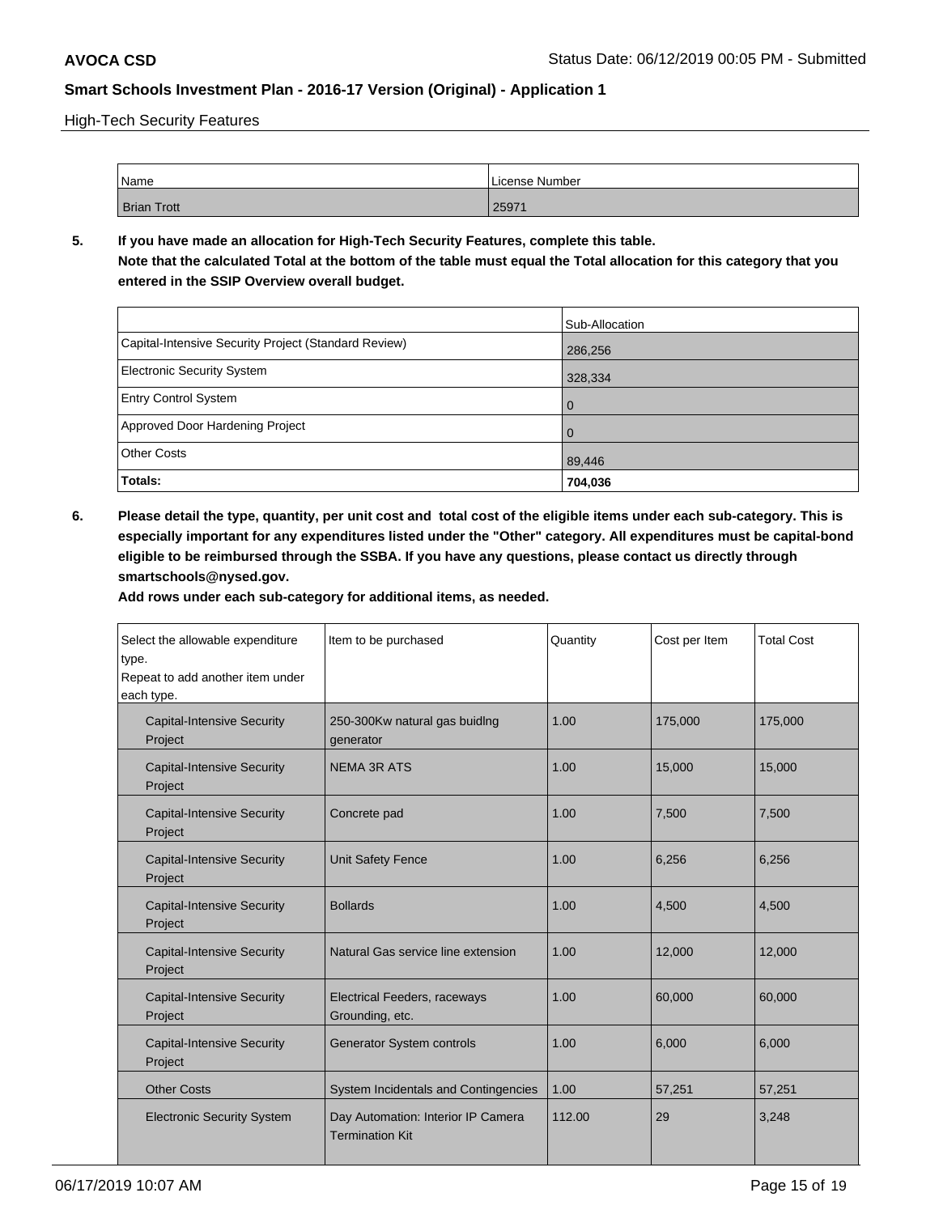High-Tech Security Features

| Name | License Number |
| --- | --- |
| Brian Trott | 25971 |

**5. If you have made an allocation for High-Tech Security Features, complete this table.**
**Note that the calculated Total at the bottom of the table must equal the Total allocation for this category that you entered in the SSIP Overview overall budget.**

| | Sub-Allocation |
| --- | --- |
| Capital-Intensive Security Project (Standard Review) | 286,256 |
| Electronic Security System | 328,334 |
| Entry Control System | 0 |
| Approved Door Hardening Project | 0 |
| Other Costs | 89,446 |
| **Totals:** | **704,036** |

**6. Please detail the type, quantity, per unit cost and total cost of the eligible items under each sub-category. This is especially important for any expenditures listed under the "Other" category. All expenditures must be capital-bond eligible to be reimbursed through the SSBA. If you have any questions, please contact us directly through smartschools@nysed.gov.**
**Add rows under each sub-category for additional items, as needed.**

| Select the allowable expenditure type. Repeat to add another item under each type. | Item to be purchased | Quantity | Cost per Item | Total Cost |
| --- | --- | --- | --- | --- |
| Capital-Intensive Security Project | 250-300Kw natural gas buidlng generator | 1.00 | 175,000 | 175,000 |
| Capital-Intensive Security Project | NEMA 3R ATS | 1.00 | 15,000 | 15,000 |
| Capital-Intensive Security Project | Concrete pad | 1.00 | 7,500 | 7,500 |
| Capital-Intensive Security Project | Unit Safety Fence | 1.00 | 6,256 | 6,256 |
| Capital-Intensive Security Project | Bollards | 1.00 | 4,500 | 4,500 |
| Capital-Intensive Security Project | Natural Gas service line extension | 1.00 | 12,000 | 12,000 |
| Capital-Intensive Security Project | Electrical Feeders, raceways Grounding, etc. | 1.00 | 60,000 | 60,000 |
| Capital-Intensive Security Project | Generator System controls | 1.00 | 6,000 | 6,000 |
| Other Costs | System Incidentals and Contingencies | 1.00 | 57,251 | 57,251 |
| Electronic Security System | Day Automation: Interior IP Camera Termination Kit | 112.00 | 29 | 3,248 |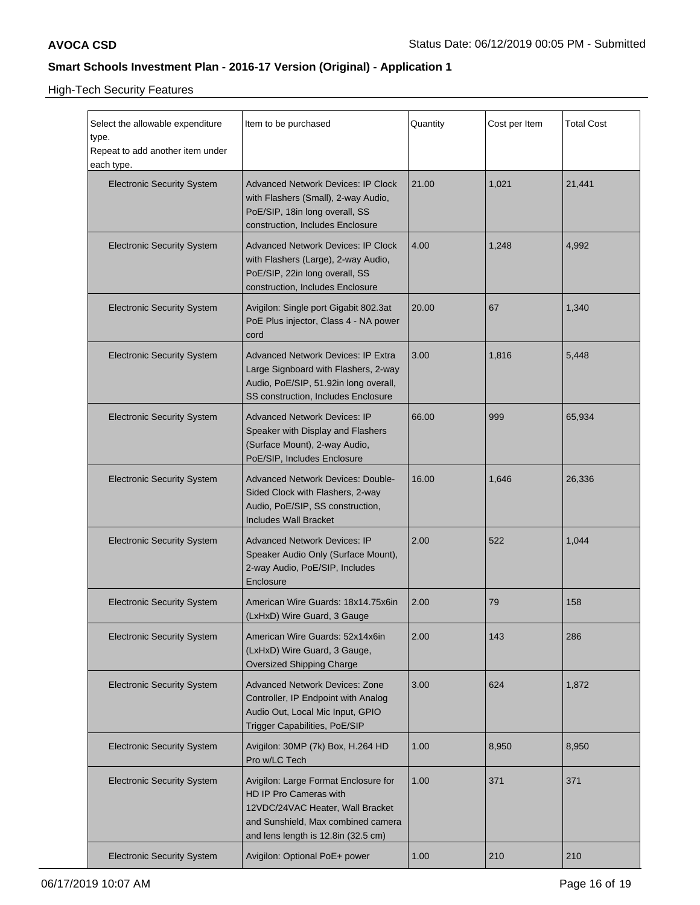**AVOCA CSD** Status Date: 06/12/2019 00:05 PM - Submitted

## Smart Schools Investment Plan - 2016-17 Version (Original) - Application 1

High-Tech Security Features

| Select the allowable expenditure type.<br>Repeat to add another item under each type. | Item to be purchased | Quantity | Cost per Item | Total Cost |
|---|---|---|---|---|
| Electronic Security System | Advanced Network Devices: IP Clock with Flashers (Small), 2-way Audio, PoE/SIP, 18in long overall, SS construction, Includes Enclosure | 21.00 | 1,021 | 21,441 |
| Electronic Security System | Advanced Network Devices: IP Clock with Flashers (Large), 2-way Audio, PoE/SIP, 22in long overall, SS construction, Includes Enclosure | 4.00 | 1,248 | 4,992 |
| Electronic Security System | Avigilon: Single port Gigabit 802.3at PoE Plus injector, Class 4 - NA power cord | 20.00 | 67 | 1,340 |
| Electronic Security System | Advanced Network Devices: IP Extra Large Signboard with Flashers, 2-way Audio, PoE/SIP, 51.92in long overall, SS construction, Includes Enclosure | 3.00 | 1,816 | 5,448 |
| Electronic Security System | Advanced Network Devices: IP Speaker with Display and Flashers (Surface Mount), 2-way Audio, PoE/SIP, Includes Enclosure | 66.00 | 999 | 65,934 |
| Electronic Security System | Advanced Network Devices: Double-Sided Clock with Flashers, 2-way Audio, PoE/SIP, SS construction, Includes Wall Bracket | 16.00 | 1,646 | 26,336 |
| Electronic Security System | Advanced Network Devices: IP Speaker Audio Only (Surface Mount), 2-way Audio, PoE/SIP, Includes Enclosure | 2.00 | 522 | 1,044 |
| Electronic Security System | American Wire Guards: 18x14.75x6in (LxHxD) Wire Guard, 3 Gauge | 2.00 | 79 | 158 |
| Electronic Security System | American Wire Guards: 52x14x6in (LxHxD) Wire Guard, 3 Gauge, Oversized Shipping Charge | 2.00 | 143 | 286 |
| Electronic Security System | Advanced Network Devices: Zone Controller, IP Endpoint with Analog Audio Out, Local Mic Input, GPIO Trigger Capabilities, PoE/SIP | 3.00 | 624 | 1,872 |
| Electronic Security System | Avigilon: 30MP (7k) Box, H.264 HD Pro w/LC Tech | 1.00 | 8,950 | 8,950 |
| Electronic Security System | Avigilon: Large Format Enclosure for HD IP Pro Cameras with 12VDC/24VAC Heater, Wall Bracket and Sunshield, Max combined camera and lens length is 12.8in (32.5 cm) | 1.00 | 371 | 371 |
| Electronic Security System | Avigilon: Optional PoE+ power | 1.00 | 210 | 210 |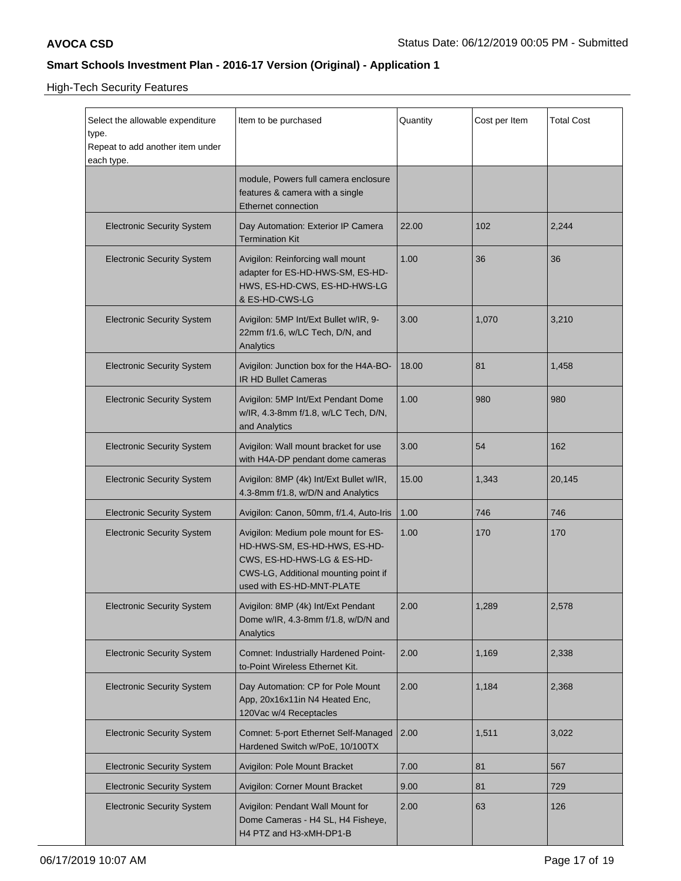High-Tech Security Features

| Select the allowable expenditure type. Repeat to add another item under each type. | Item to be purchased | Quantity | Cost per Item | Total Cost |
|---|---|---|---|---|
| | module, Powers full camera enclosure features & camera with a single Ethernet connection | | | |
| Electronic Security System | Day Automation: Exterior IP Camera Termination Kit | 22.00 | 102 | 2,244 |
| Electronic Security System | Avigilon: Reinforcing wall mount adapter for ES-HD-HWS-SM, ES-HD-HWS, ES-HD-CWS, ES-HD-HWS-LG & ES-HD-CWS-LG | 1.00 | 36 | 36 |
| Electronic Security System | Avigilon: 5MP Int/Ext Bullet w/IR, 9-22mm f/1.6, w/LC Tech, D/N, and Analytics | 3.00 | 1,070 | 3,210 |
| Electronic Security System | Avigilon: Junction box for the H4A-BO-IR HD Bullet Cameras | 18.00 | 81 | 1,458 |
| Electronic Security System | Avigilon: 5MP Int/Ext Pendant Dome w/IR, 4.3-8mm f/1.8, w/LC Tech, D/N, and Analytics | 1.00 | 980 | 980 |
| Electronic Security System | Avigilon: Wall mount bracket for use with H4A-DP pendant dome cameras | 3.00 | 54 | 162 |
| Electronic Security System | Avigilon: 8MP (4k) Int/Ext Bullet w/IR, 4.3-8mm f/1.8, w/D/N and Analytics | 15.00 | 1,343 | 20,145 |
| Electronic Security System | Avigilon: Canon, 50mm, f/1.4, Auto-Iris | 1.00 | 746 | 746 |
| Electronic Security System | Avigilon: Medium pole mount for ES-HD-HWS-SM, ES-HD-HWS, ES-HD-CWS, ES-HD-HWS-LG & ES-HD-CWS-LG, Additional mounting point if used with ES-HD-MNT-PLATE | 1.00 | 170 | 170 |
| Electronic Security System | Avigilon: 8MP (4k) Int/Ext Pendant Dome w/IR, 4.3-8mm f/1.8, w/D/N and Analytics | 2.00 | 1,289 | 2,578 |
| Electronic Security System | Comnet: Industrially Hardened Point-to-Point Wireless Ethernet Kit. | 2.00 | 1,169 | 2,338 |
| Electronic Security System | Day Automation: CP for Pole Mount App, 20x16x11in N4 Heated Enc, 120Vac w/4 Receptacles | 2.00 | 1,184 | 2,368 |
| Electronic Security System | Comnet: 5-port Ethernet Self-Managed Hardened Switch w/PoE, 10/100TX | 2.00 | 1,511 | 3,022 |
| Electronic Security System | Avigilon: Pole Mount Bracket | 7.00 | 81 | 567 |
| Electronic Security System | Avigilon: Corner Mount Bracket | 9.00 | 81 | 729 |
| Electronic Security System | Avigilon: Pendant Wall Mount for Dome Cameras - H4 SL, H4 Fisheye, H4 PTZ and H3-xMH-DP1-B | 2.00 | 63 | 126 |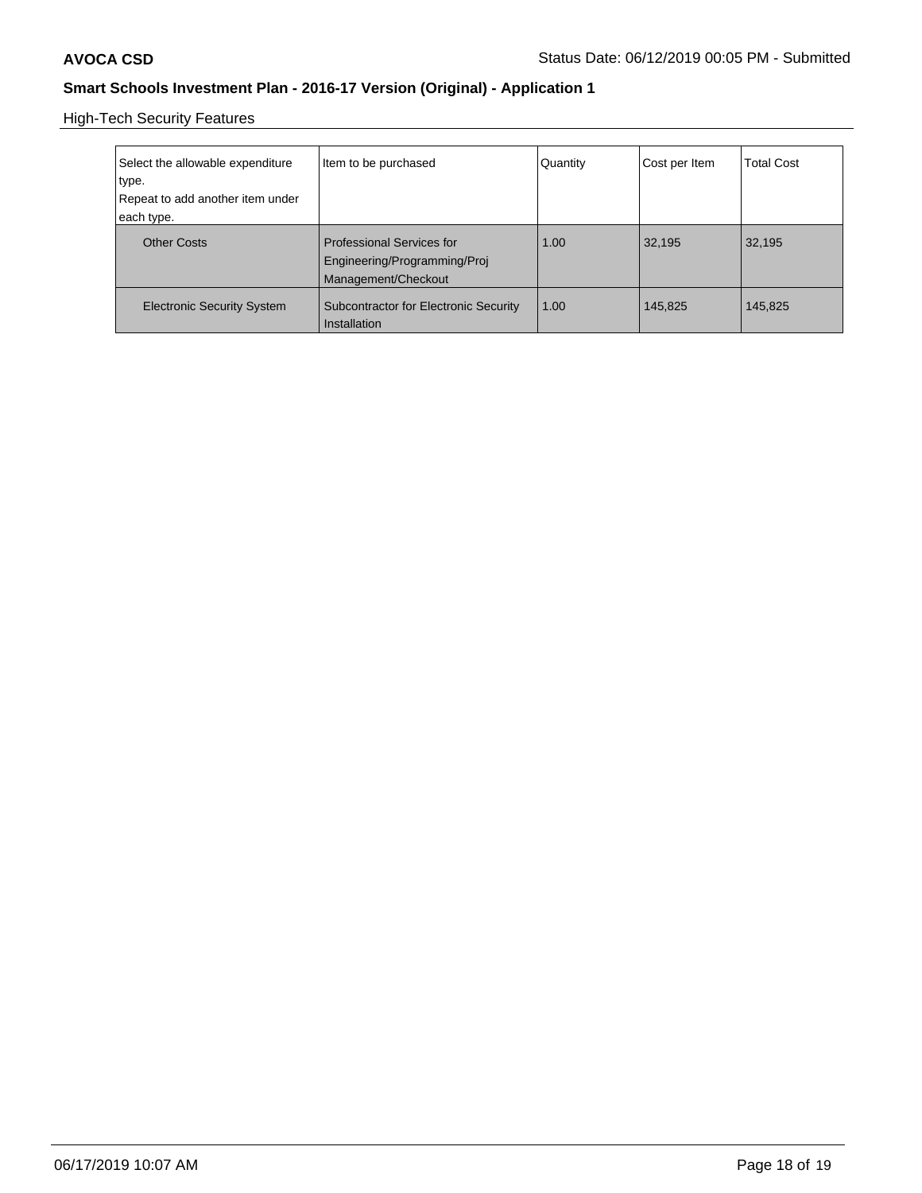High-Tech Security Features

| Select the allowable expenditure type.<br>Repeat to add another item under each type. | Item to be purchased | Quantity | Cost per Item | Total Cost |
|---|---|---|---|---|
| Other Costs | Professional Services for Engineering/Programming/Proj Management/Checkout | 1.00 | 32,195 | 32,195 |
| Electronic Security System | Subcontractor for Electronic Security Installation | 1.00 | 145,825 | 145,825 |